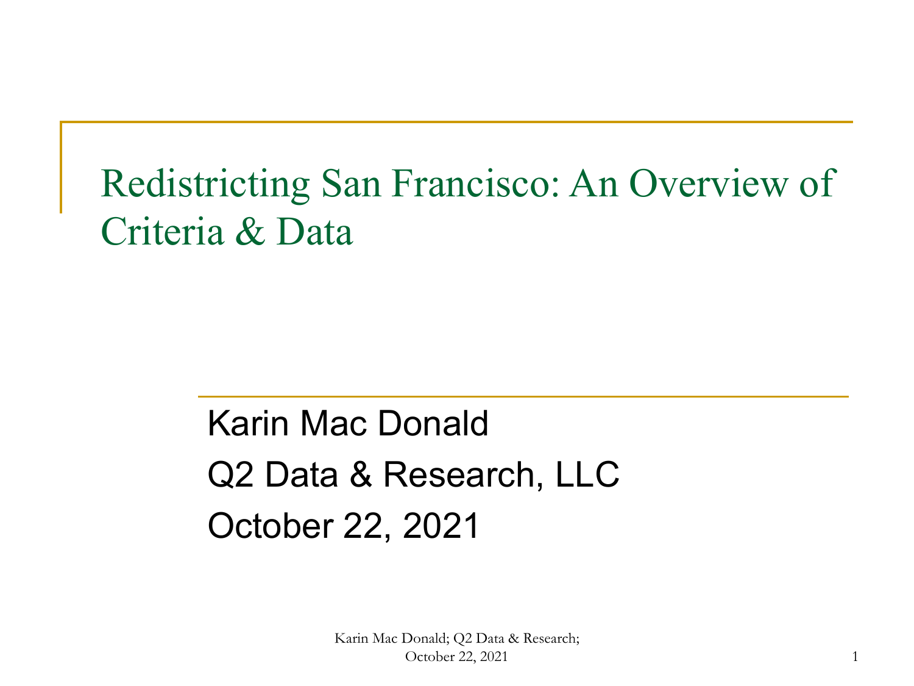# Redistricting San Francisco: An Overview of Criteria & Data

Karin Mac Donald

Q2 Data & Research, LLC

October 22, 2021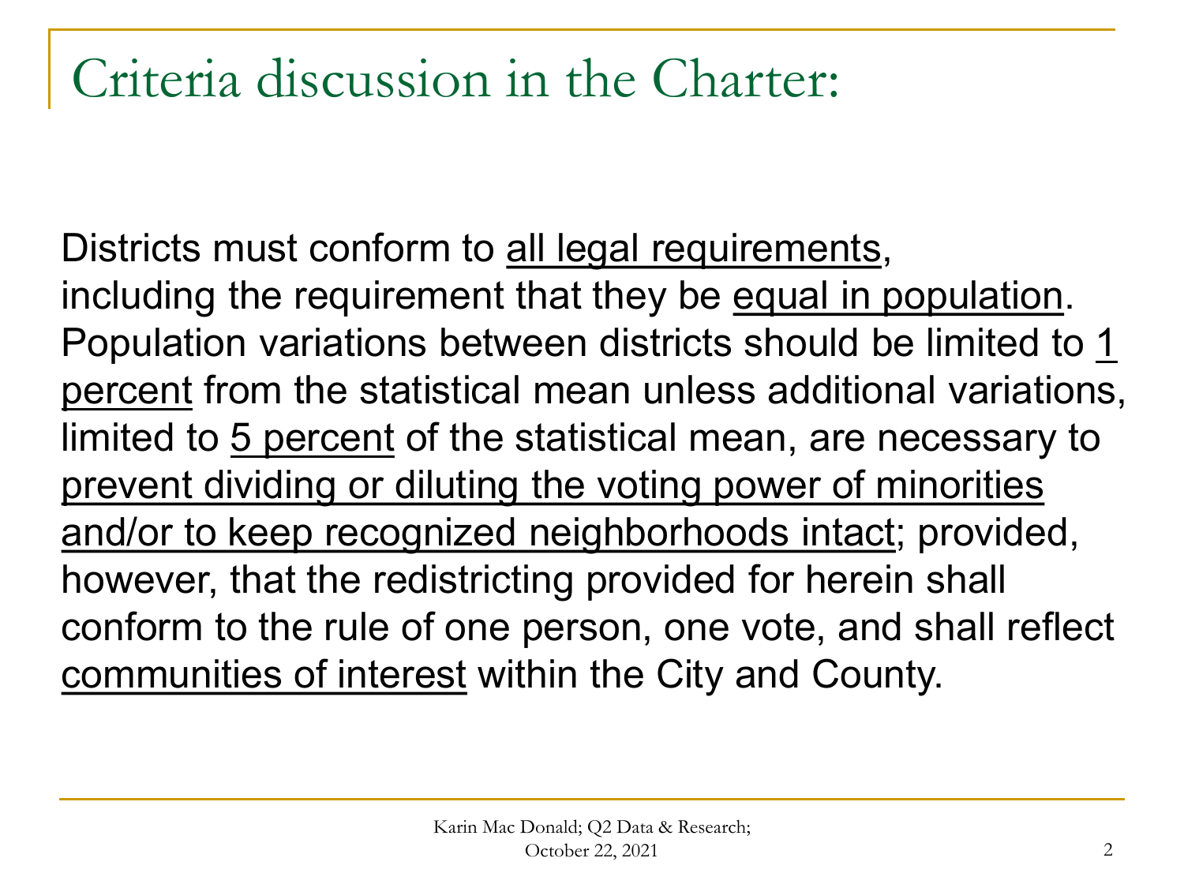# Criteria discussion in the Charter:

Districts must conform to <u>all legal requirements</u>, including the requirement that they be <u>equal in population</u>. Population variations between districts should be limited to <u>1 percent</u> from the statistical mean unless additional variations, limited to <u>5 percent</u> of the statistical mean, are necessary to <u>prevent dividing or diluting the voting power of minorities and/or to keep recognized neighborhoods intact</u>; provided, however, that the redistricting provided for herein shall conform to the rule of one person, one vote, and shall reflect <u>communities of interest</u> within the City and County.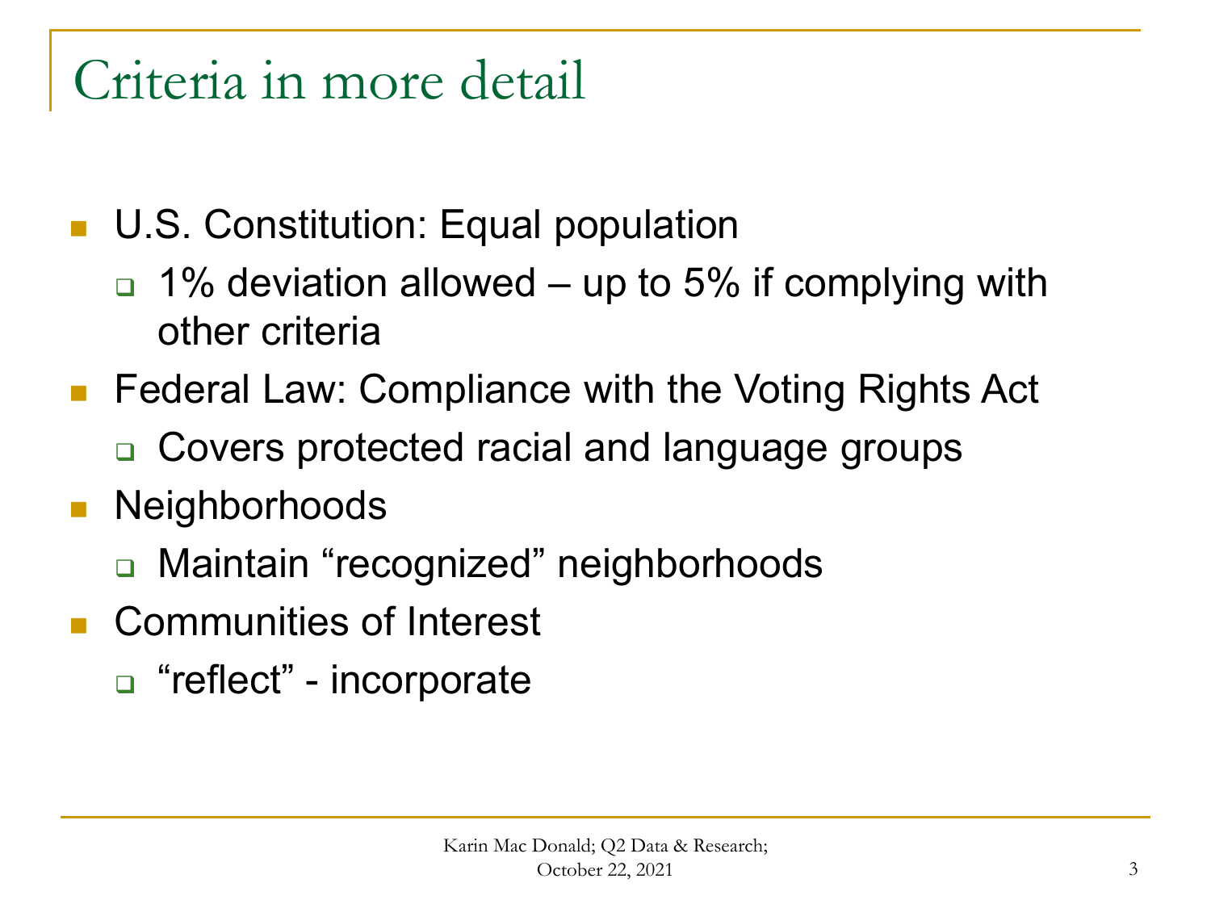# Criteria in more detail

- U.S. Constitution: Equal population
  - 1% deviation allowed – up to 5% if complying with other criteria
- Federal Law: Compliance with the Voting Rights Act
  - Covers protected racial and language groups
- Neighborhoods
  - Maintain "recognized" neighborhoods
- Communities of Interest
  - "reflect" - incorporate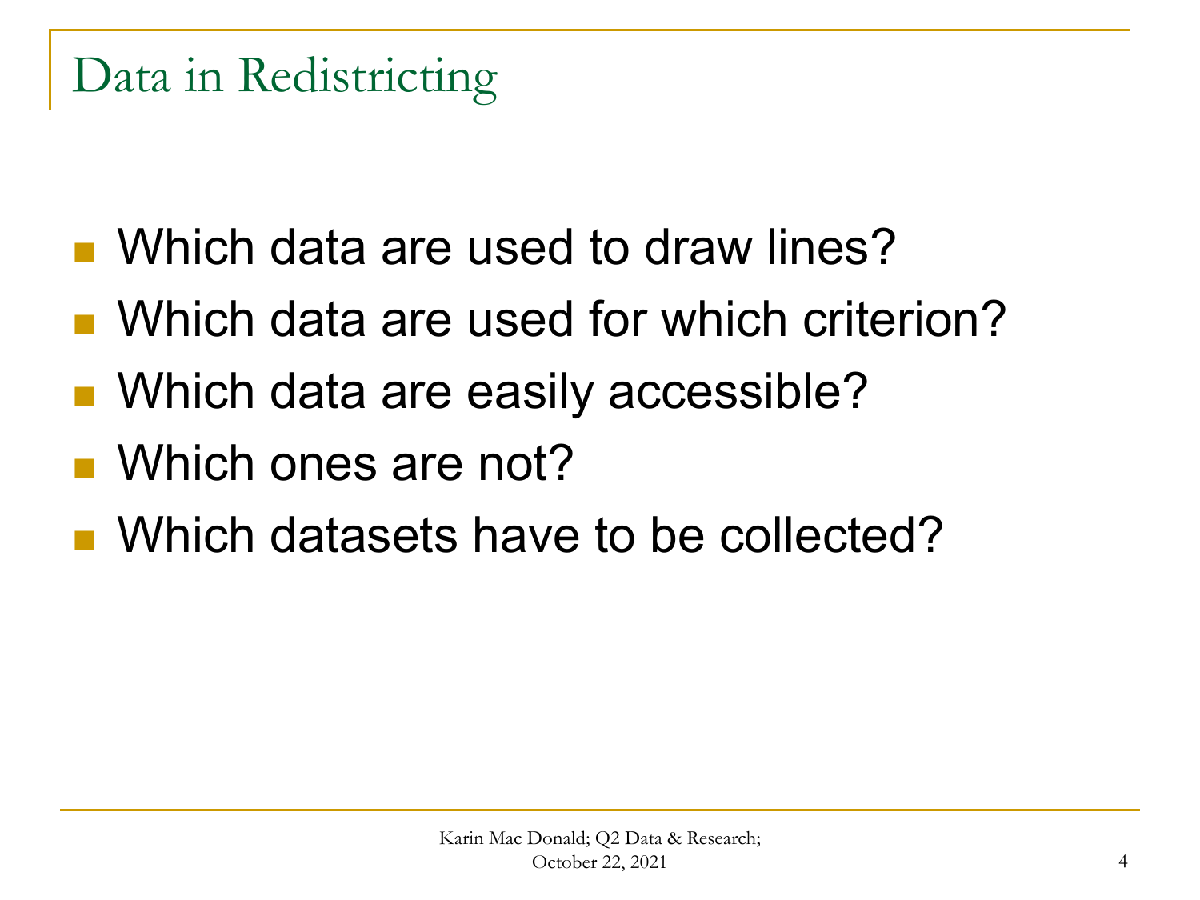# Data in Redistricting

- Which data are used to draw lines?
- Which data are used for which criterion?
- Which data are easily accessible?
- Which ones are not?
- Which datasets have to be collected?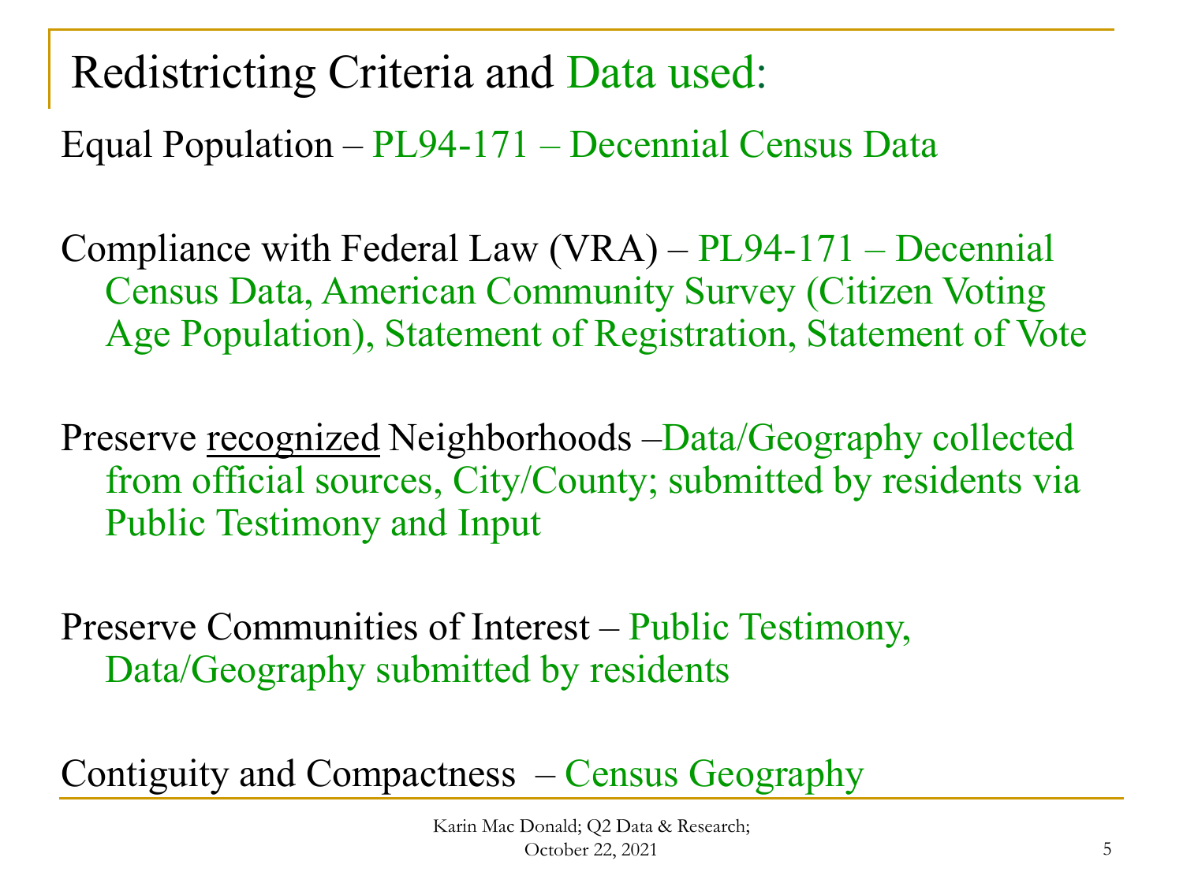# Redistricting Criteria and Data used:

Equal Population – PL94-171 – Decennial Census Data

Compliance with Federal Law (VRA) – PL94-171 – Decennial Census Data, American Community Survey (Citizen Voting Age Population), Statement of Registration, Statement of Vote

Preserve <u>recognized</u> Neighborhoods –Data/Geography collected from official sources, City/County; submitted by residents via Public Testimony and Input

Preserve Communities of Interest – Public Testimony, Data/Geography submitted by residents

Contiguity and Compactness – Census Geography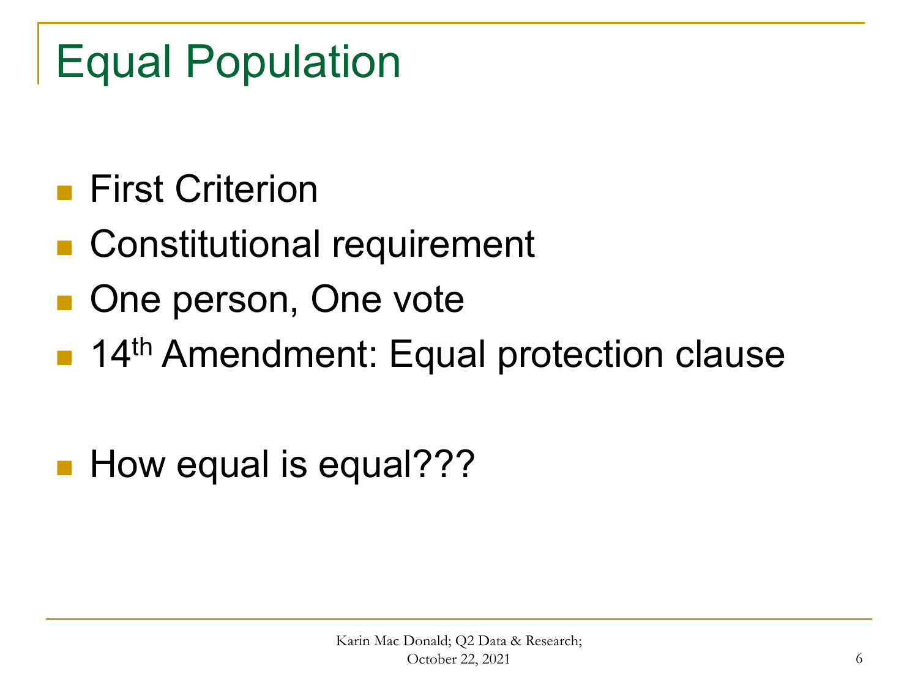# Equal Population

- First Criterion
- Constitutional requirement
- One person, One vote
- 14th Amendment: Equal protection clause

- How equal is equal???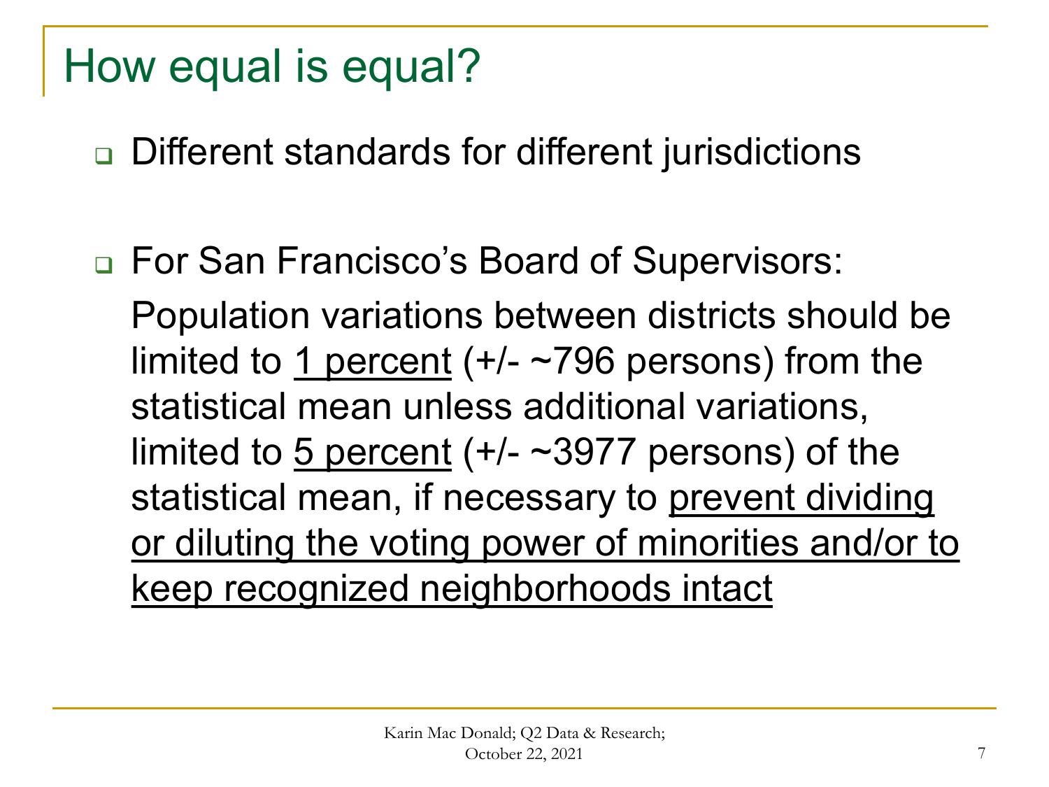# How equal is equal?

- Different standards for different jurisdictions

- For San Francisco's Board of Supervisors:

  Population variations between districts should be limited to <u>1 percent</u> (+/- ~796 persons) from the statistical mean unless additional variations, limited to <u>5 percent</u> (+/- ~3977 persons) of the statistical mean, if necessary to <u>prevent dividing or diluting the voting power of minorities and/or to keep recognized neighborhoods intact</u>

Karin Mac Donald; Q2 Data & Research;
October 22, 2021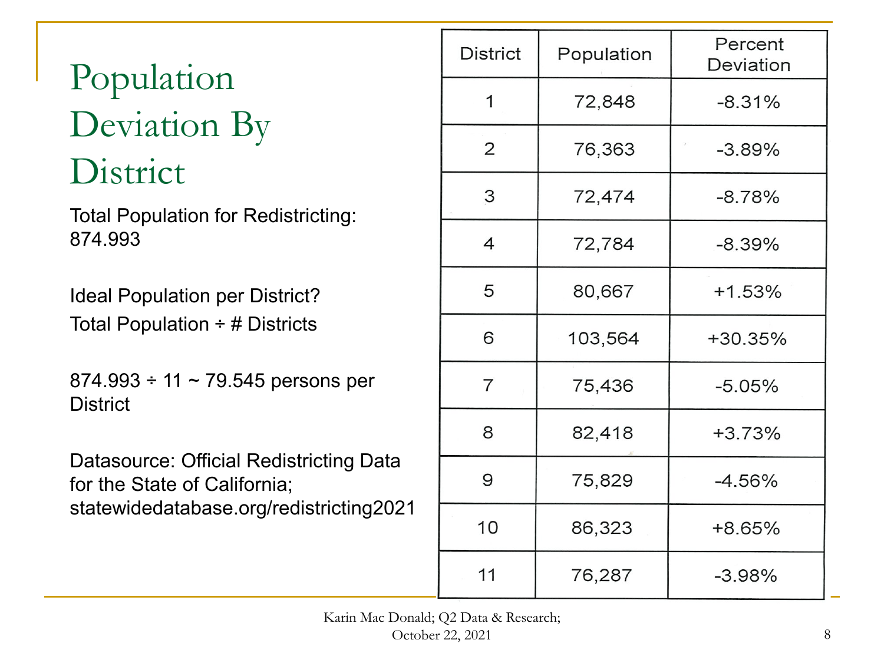# Population Deviation By District

Total Population for Redistricting: 874.993

Ideal Population per District?
Total Population ÷ # Districts

874.993 ÷ 11 ~ 79.545 persons per District

Datasource: Official Redistricting Data for the State of California; statewidedatabase.org/redistricting2021

| District | Population | Percent Deviation |
|---|---|---|
| 1 | 72,848 | -8.31% |
| 2 | 76,363 | -3.89% |
| 3 | 72,474 | -8.78% |
| 4 | 72,784 | -8.39% |
| 5 | 80,667 | +1.53% |
| 6 | 103,564 | +30.35% |
| 7 | 75,436 | -5.05% |
| 8 | 82,418 | +3.73% |
| 9 | 75,829 | -4.56% |
| 10 | 86,323 | +8.65% |
| 11 | 76,287 | -3.98% |

Karin Mac Donald; Q2 Data & Research; October 22, 2021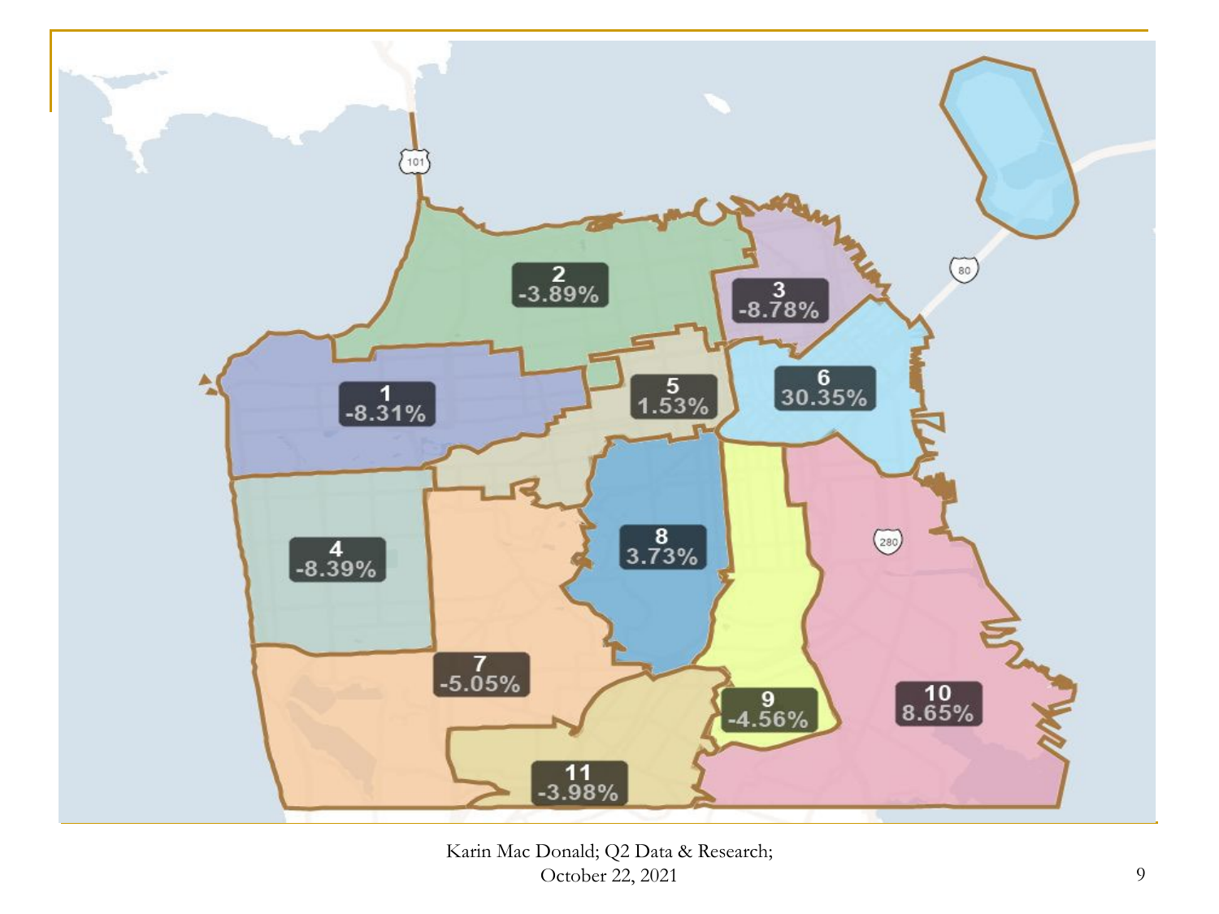2
-3.89%

3
-8.78%

1
-8.31%

5
1.53%

6
30.35%

4
-8.39%

8
3.73%

7
-5.05%

9
-4.56%

10
8.65%

11
-3.98%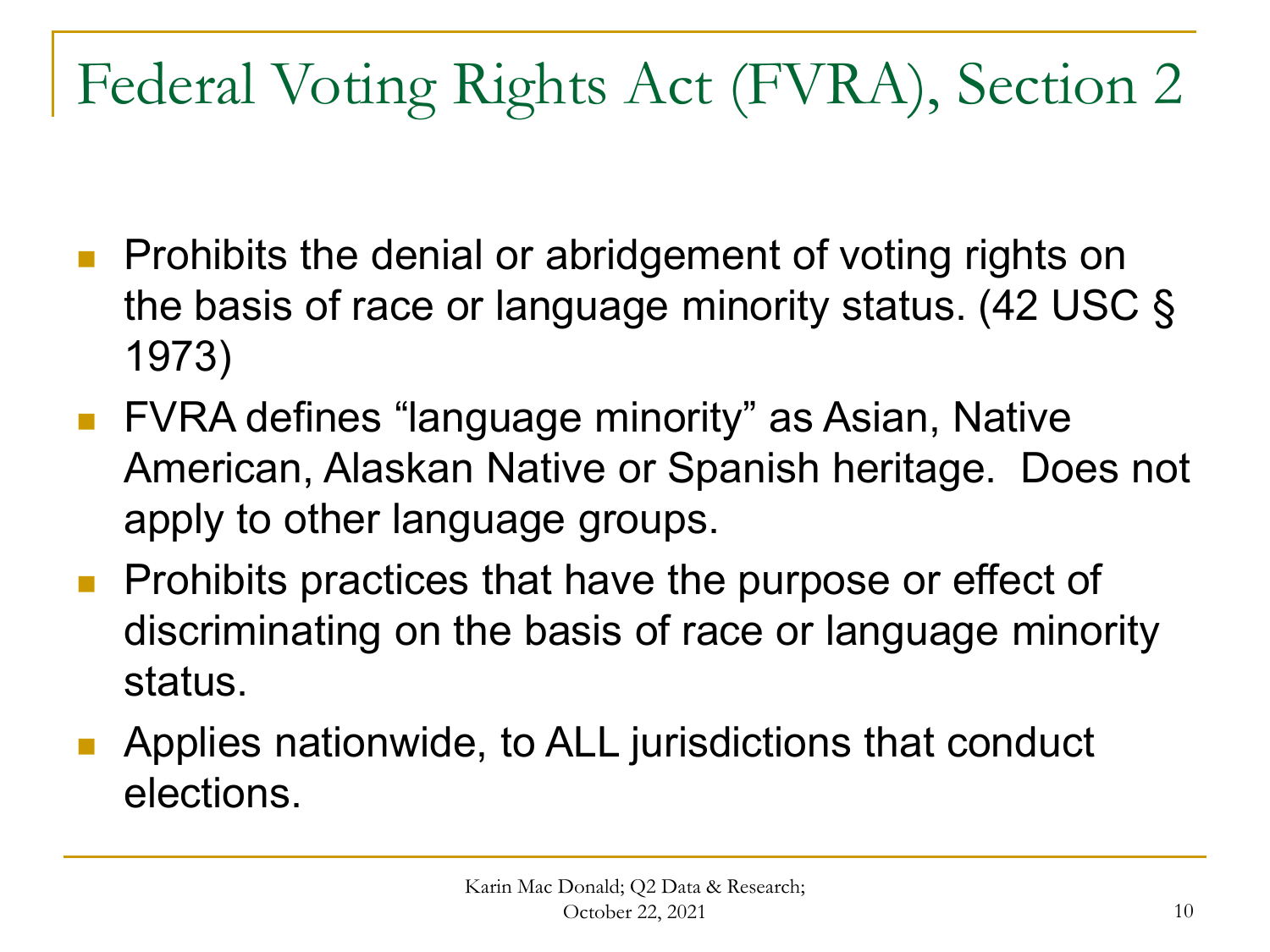# Federal Voting Rights Act (FVRA), Section 2

- Prohibits the denial or abridgement of voting rights on the basis of race or language minority status. (42 USC § 1973)
- FVRA defines "language minority" as Asian, Native American, Alaskan Native or Spanish heritage. Does not apply to other language groups.
- Prohibits practices that have the purpose or effect of discriminating on the basis of race or language minority status.
- Applies nationwide, to ALL jurisdictions that conduct elections.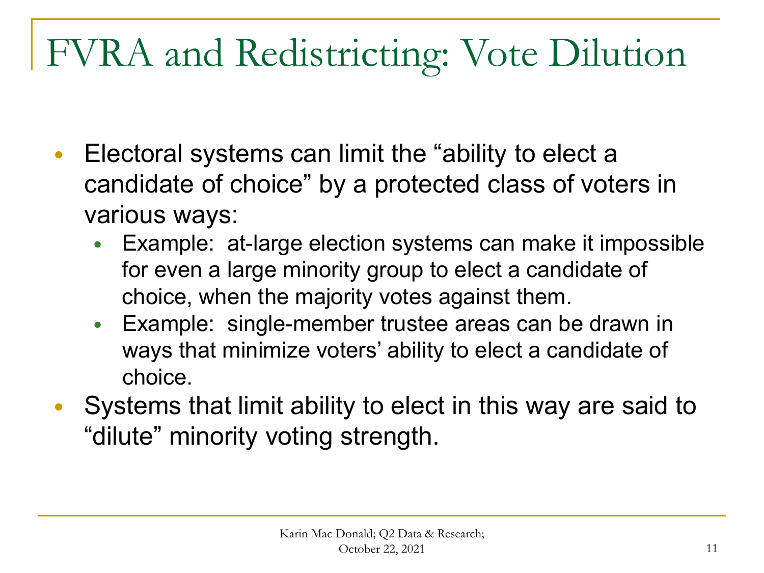# FVRA and Redistricting: Vote Dilution

- Electoral systems can limit the "ability to elect a candidate of choice" by a protected class of voters in various ways:
  - Example: at-large election systems can make it impossible for even a large minority group to elect a candidate of choice, when the majority votes against them.
  - Example: single-member trustee areas can be drawn in ways that minimize voters' ability to elect a candidate of choice.
- Systems that limit ability to elect in this way are said to "dilute" minority voting strength.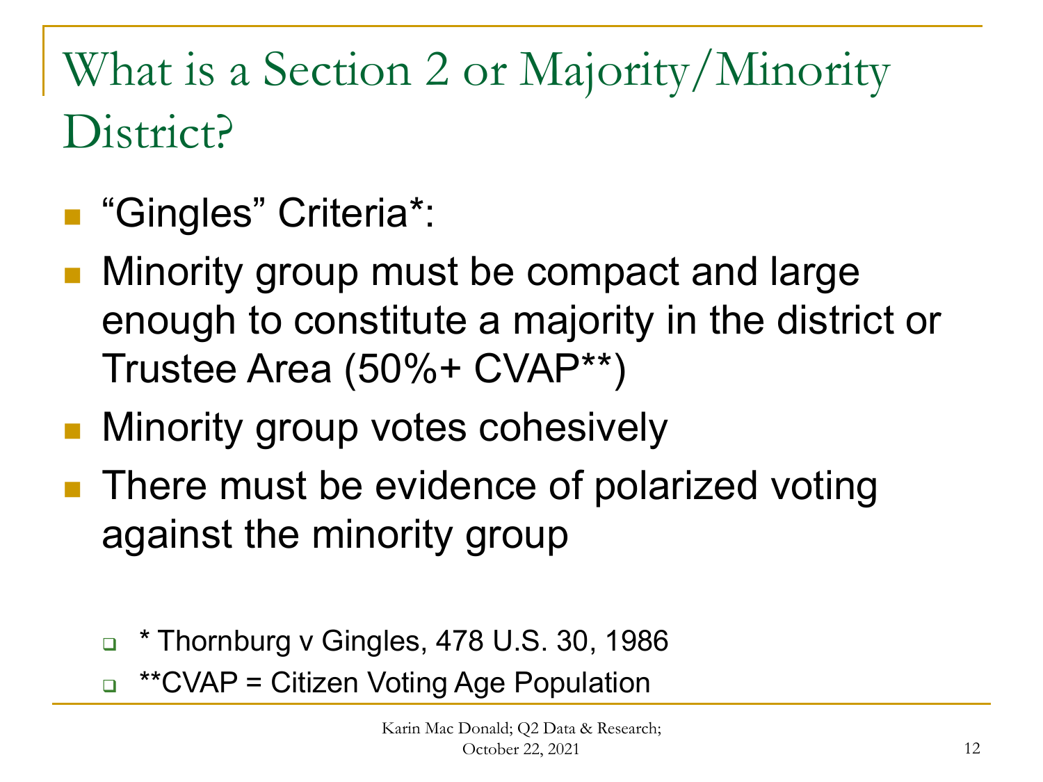# What is a Section 2 or Majority/Minority District?

- "Gingles" Criteria*:
- Minority group must be compact and large enough to constitute a majority in the district or Trustee Area (50%+ CVAP**)
- Minority group votes cohesively
- There must be evidence of polarized voting against the minority group

  - * Thornburg v Gingles, 478 U.S. 30, 1986
  - **CVAP = Citizen Voting Age Population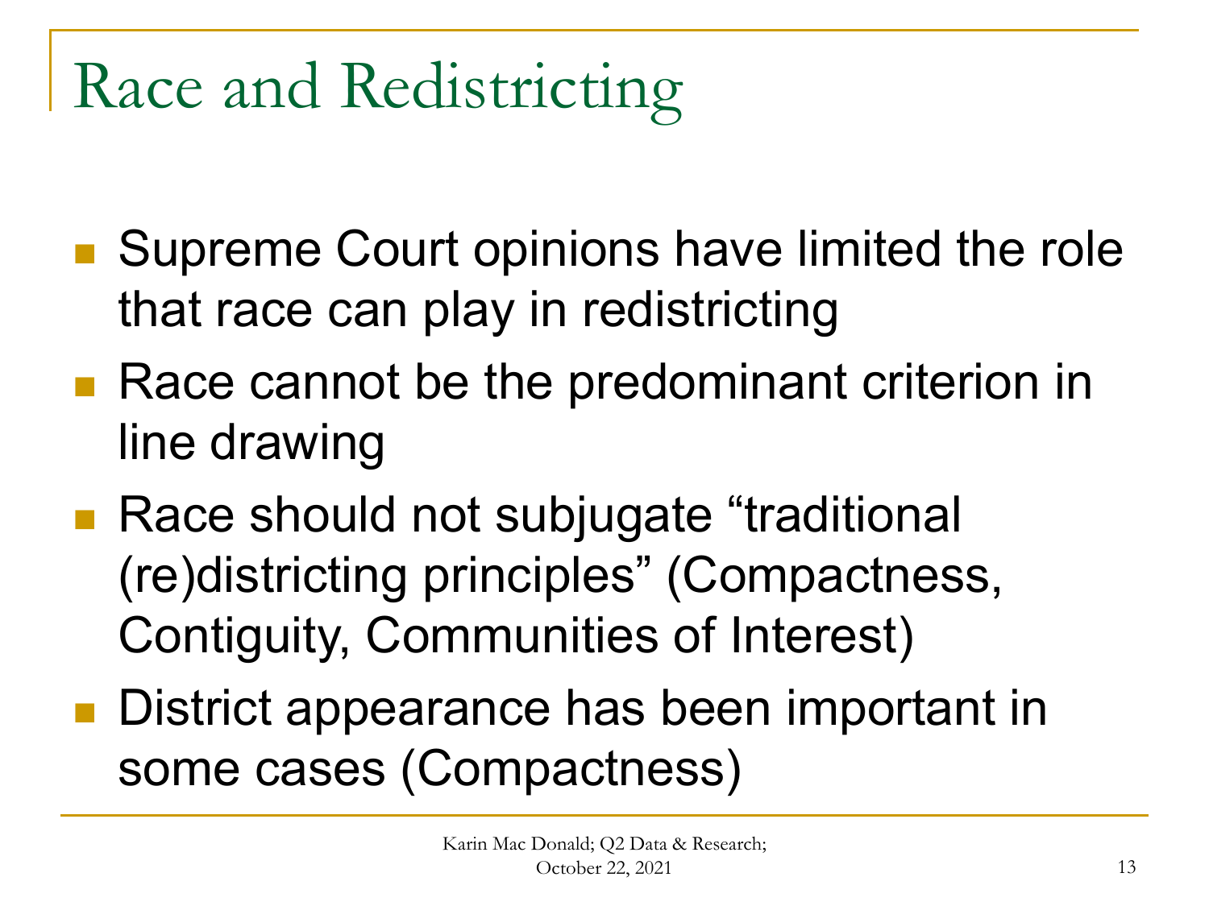# Race and Redistricting

- Supreme Court opinions have limited the role that race can play in redistricting
- Race cannot be the predominant criterion in line drawing
- Race should not subjugate "traditional (re)districting principles" (Compactness, Contiguity, Communities of Interest)
- District appearance has been important in some cases (Compactness)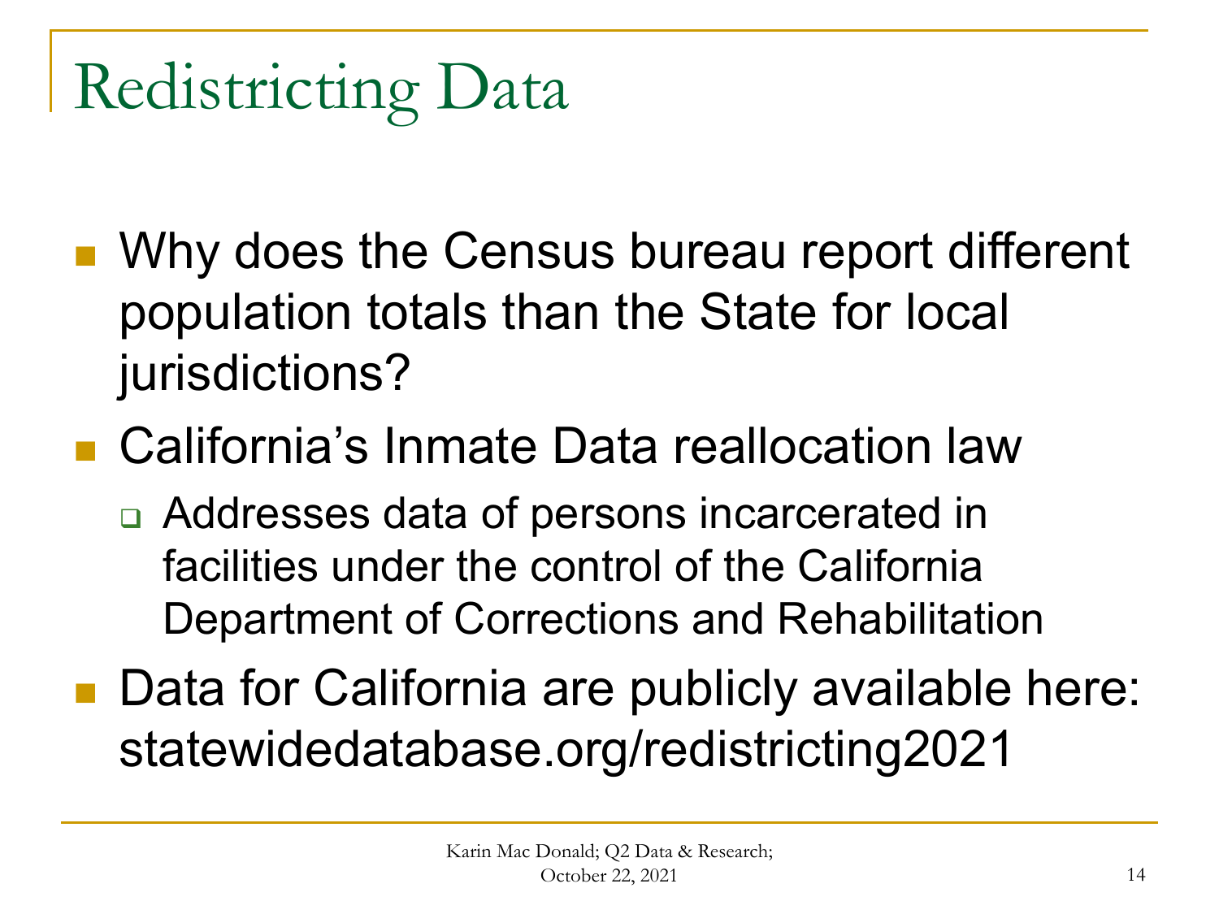# Redistricting Data

- Why does the Census bureau report different population totals than the State for local jurisdictions?
- California's Inmate Data reallocation law
  - Addresses data of persons incarcerated in facilities under the control of the California Department of Corrections and Rehabilitation
- Data for California are publicly available here: statewidedatabase.org/redistricting2021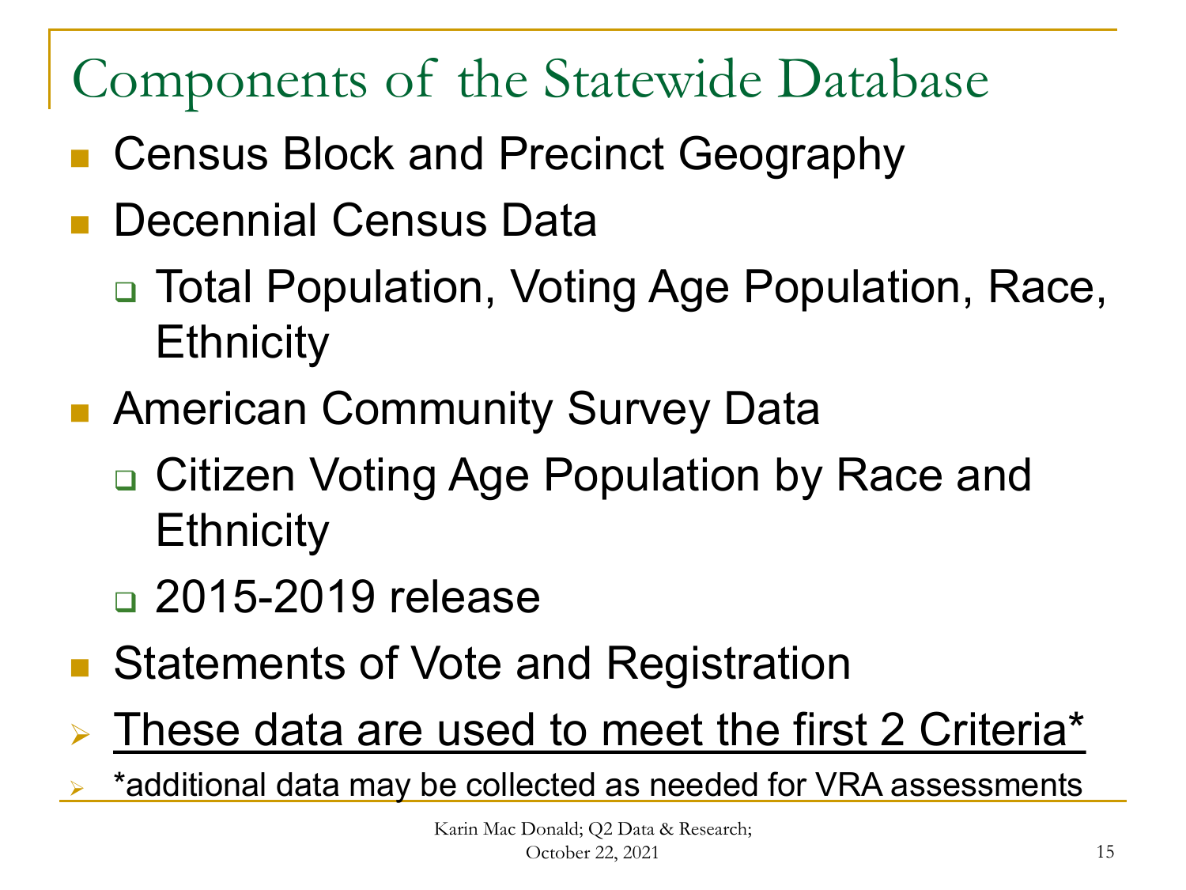# Components of the Statewide Database

- Census Block and Precinct Geography
- Decennial Census Data
  - Total Population, Voting Age Population, Race, Ethnicity
- American Community Survey Data
  - Citizen Voting Age Population by Race and Ethnicity
  - 2015-2019 release
- Statements of Vote and Registration

- <u>These data are used to meet the first 2 Criteria*</u>
- *additional data may be collected as needed for VRA assessments

Karin Mac Donald; Q2 Data & Research; October 22, 2021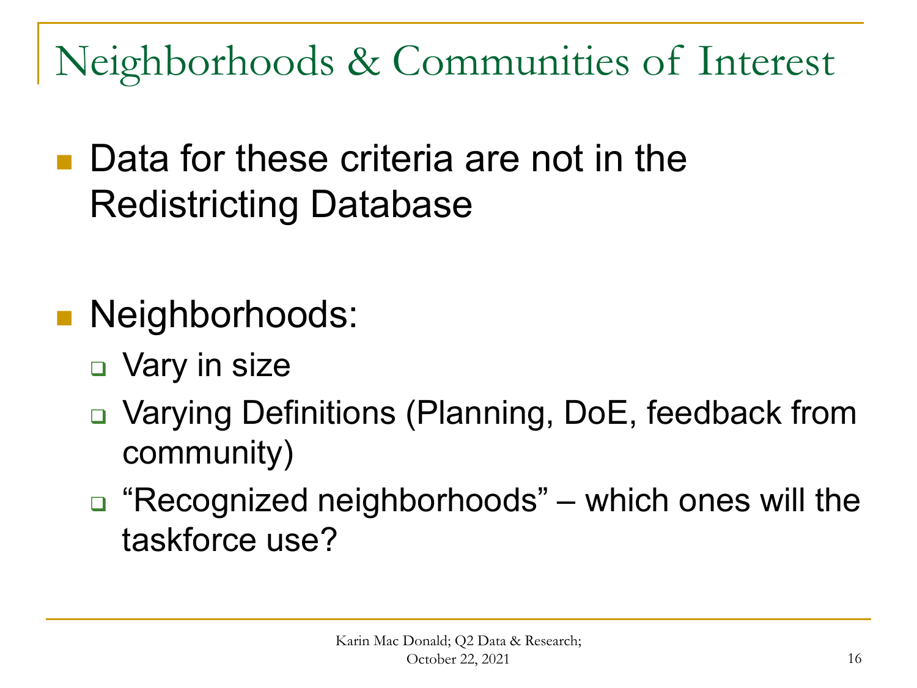# Neighborhoods & Communities of Interest

- Data for these criteria are not in the Redistricting Database

- Neighborhoods:
  - Vary in size
  - Varying Definitions (Planning, DoE, feedback from community)
  - “Recognized neighborhoods” – which ones will the taskforce use?

Karin Mac Donald; Q2 Data & Research; October 22, 2021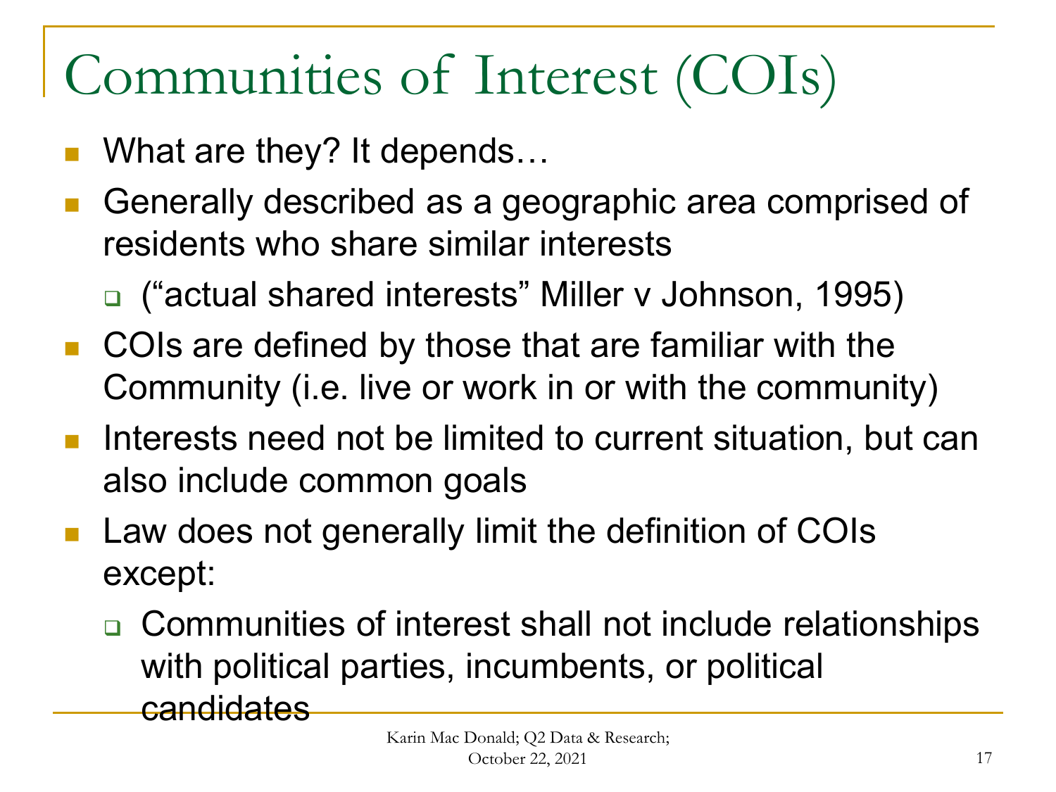# Communities of Interest (COIs)

- What are they? It depends…
- Generally described as a geographic area comprised of residents who share similar interests
  - (“actual shared interests” Miller v Johnson, 1995)
- COIs are defined by those that are familiar with the Community (i.e. live or work in or with the community)
- Interests need not be limited to current situation, but can also include common goals
- Law does not generally limit the definition of COIs except:
  - Communities of interest shall not include relationships with political parties, incumbents, or political candidates

Karin Mac Donald; Q2 Data & Research; October 22, 2021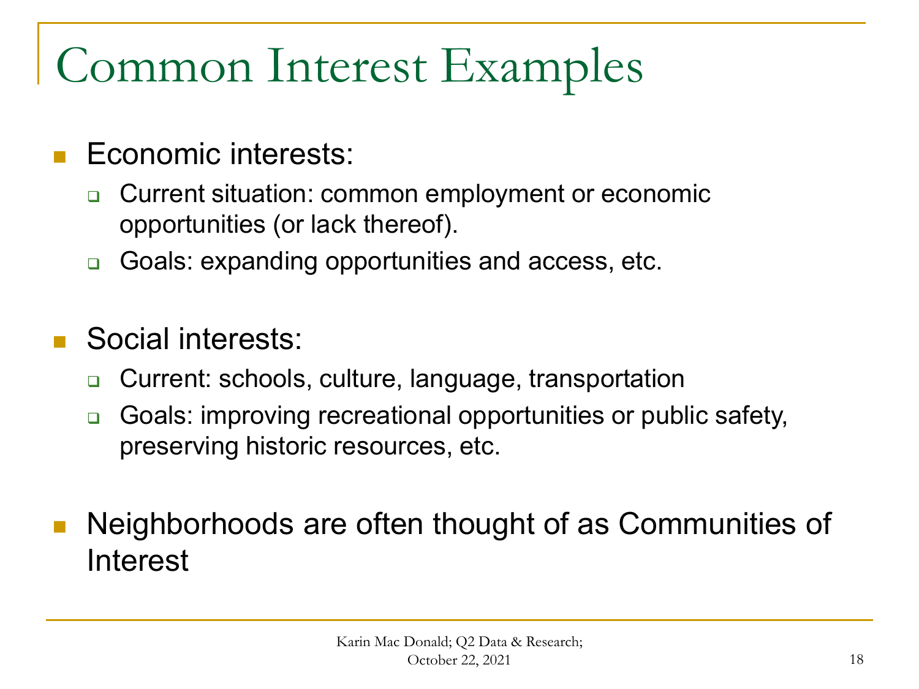# Common Interest Examples

- Economic interests:
  - Current situation: common employment or economic opportunities (or lack thereof).
  - Goals: expanding opportunities and access, etc.

- Social interests:
  - Current: schools, culture, language, transportation
  - Goals: improving recreational opportunities or public safety, preserving historic resources, etc.

- Neighborhoods are often thought of as Communities of Interest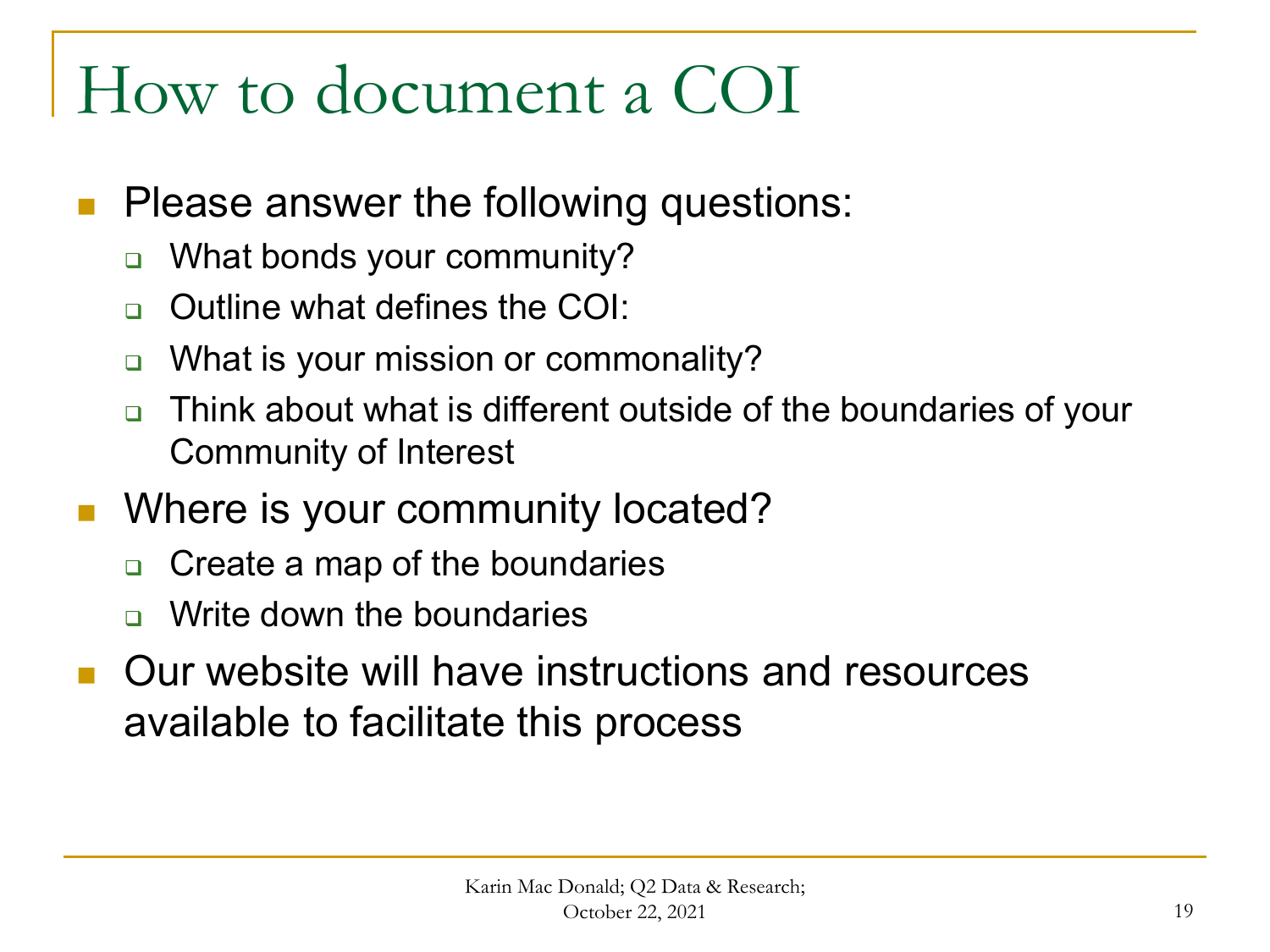# How to document a COI

- Please answer the following questions:
  - What bonds your community?
  - Outline what defines the COI:
  - What is your mission or commonality?
  - Think about what is different outside of the boundaries of your Community of Interest
- Where is your community located?
  - Create a map of the boundaries
  - Write down the boundaries
- Our website will have instructions and resources available to facilitate this process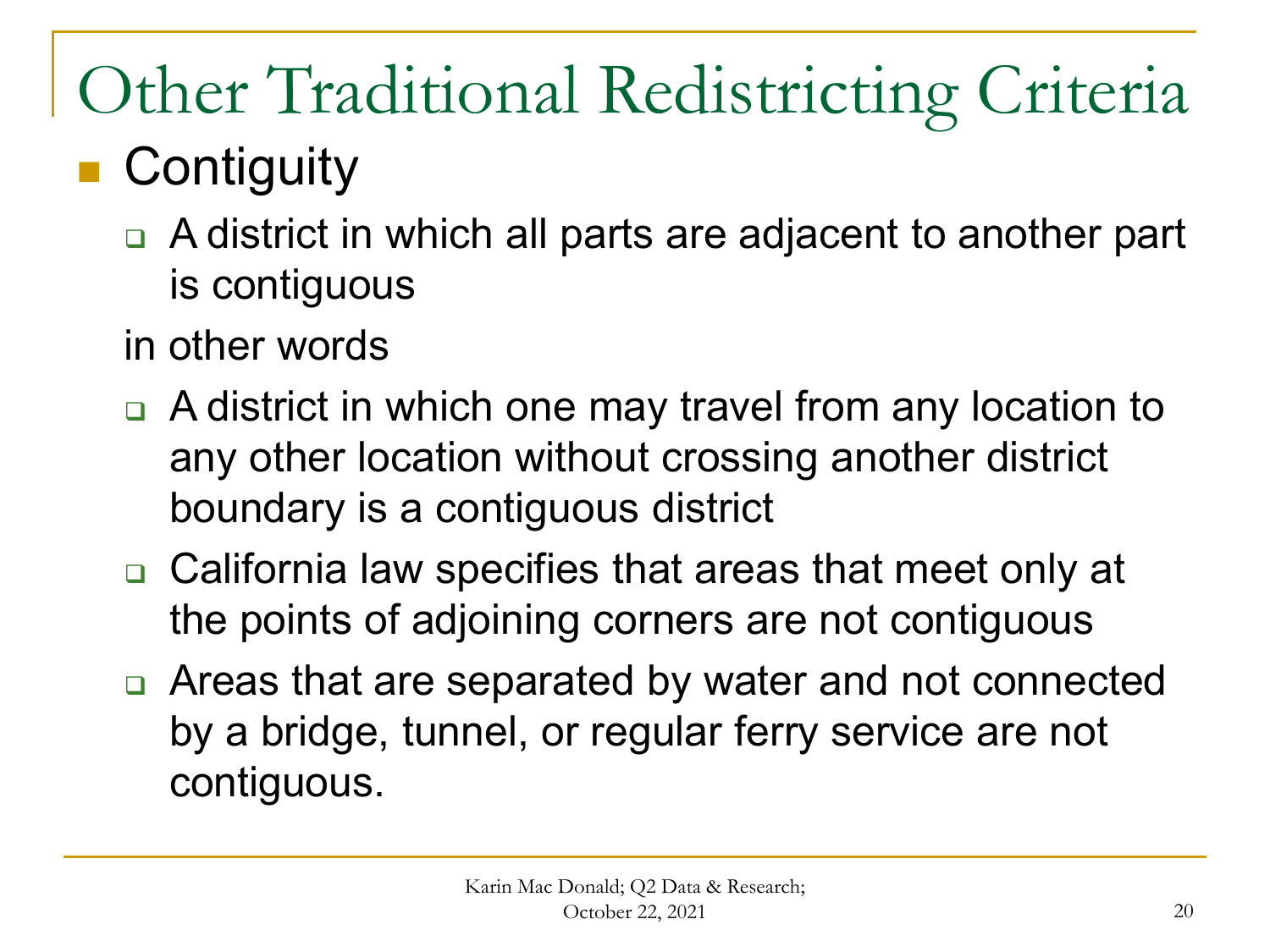# Other Traditional Redistricting Criteria

- Contiguity
  - A district in which all parts are adjacent to another part is contiguous

  in other words

  - A district in which one may travel from any location to any other location without crossing another district boundary is a contiguous district
  - California law specifies that areas that meet only at the points of adjoining corners are not contiguous
  - Areas that are separated by water and not connected by a bridge, tunnel, or regular ferry service are not contiguous.

Karin Mac Donald; Q2 Data & Research; October 22, 2021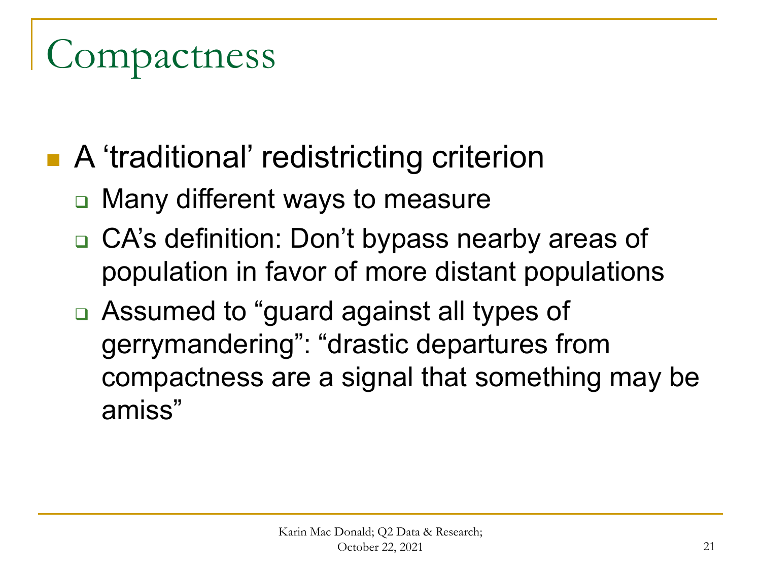# Compactness

- A ‘traditional’ redistricting criterion
  - Many different ways to measure
  - CA’s definition: Don’t bypass nearby areas of population in favor of more distant populations
  - Assumed to “guard against all types of gerrymandering”: “drastic departures from compactness are a signal that something may be amiss”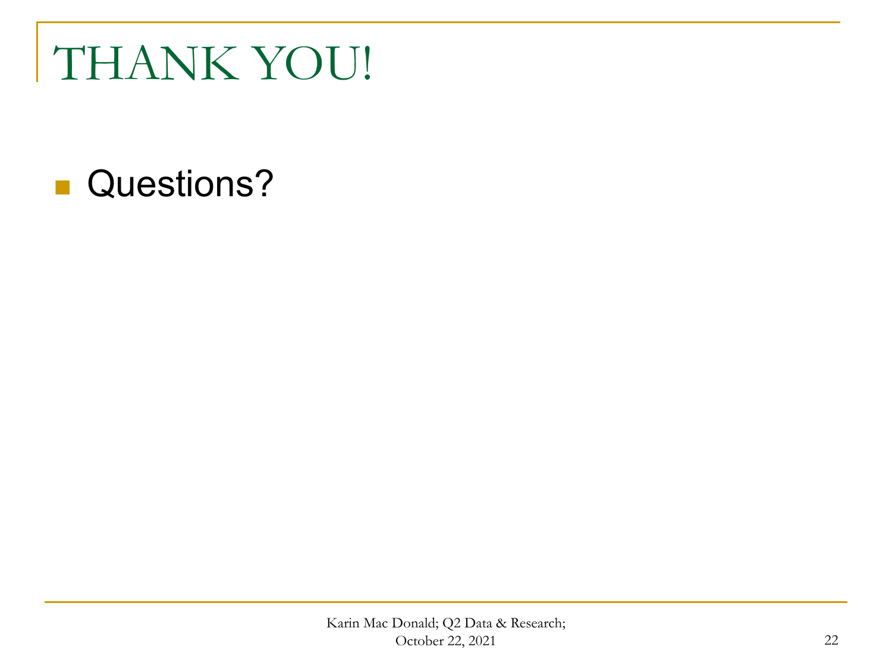# THANK YOU!

- Questions?